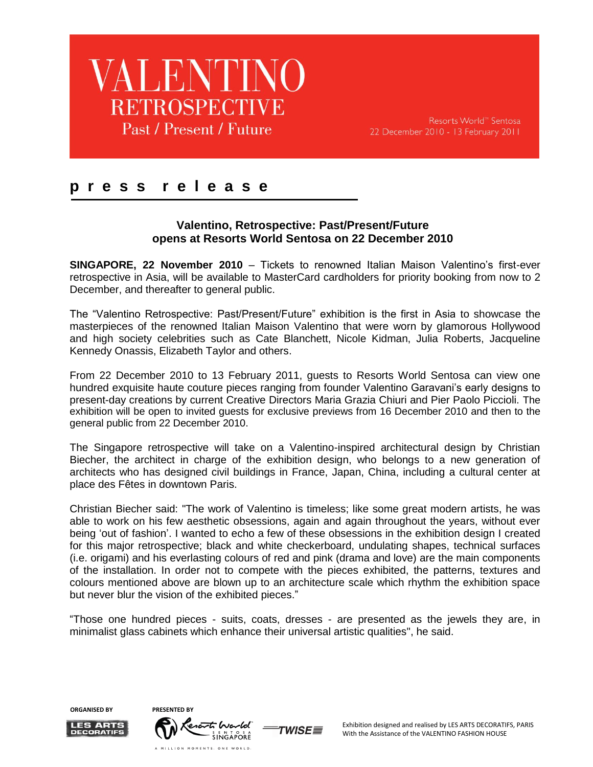# VALENTINO
## RETROSPECTIVE
### Past / Present / Future

Resorts World™ Sentosa
22 December 2010 - 13 February 2011

**p r e s s   r e l e a s e**

**Valentino, Retrospective: Past/Present/Future opens at Resorts World Sentosa on 22 December 2010**

**SINGAPORE, 22 November 2010** – Tickets to renowned Italian Maison Valentino's first-ever retrospective in Asia, will be available to MasterCard cardholders for priority booking from now to 2 December, and thereafter to general public.

The "Valentino Retrospective: Past/Present/Future" exhibition is the first in Asia to showcase the masterpieces of the renowned Italian Maison Valentino that were worn by glamorous Hollywood and high society celebrities such as Cate Blanchett, Nicole Kidman, Julia Roberts, Jacqueline Kennedy Onassis, Elizabeth Taylor and others.

From 22 December 2010 to 13 February 2011, guests to Resorts World Sentosa can view one hundred exquisite haute couture pieces ranging from founder Valentino Garavani's early designs to present-day creations by current Creative Directors Maria Grazia Chiuri and Pier Paolo Piccioli. The exhibition will be open to invited guests for exclusive previews from 16 December 2010 and then to the general public from 22 December 2010.

The Singapore retrospective will take on a Valentino-inspired architectural design by Christian Biecher, the architect in charge of the exhibition design, who belongs to a new generation of architects who has designed civil buildings in France, Japan, China, including a cultural center at place des Fêtes in downtown Paris.

Christian Biecher said: "The work of Valentino is timeless; like some great modern artists, he was able to work on his few aesthetic obsessions, again and again throughout the years, without ever being 'out of fashion'. I wanted to echo a few of these obsessions in the exhibition design I created for this major retrospective; black and white checkerboard, undulating shapes, technical surfaces (i.e. origami) and his everlasting colours of red and pink (drama and love) are the main components of the installation. In order not to compete with the pieces exhibited, the patterns, textures and colours mentioned above are blown up to an architecture scale which rhythm the exhibition space but never blur the vision of the exhibited pieces."

"Those one hundred pieces - suits, coats, dresses - are presented as the jewels they are, in minimalist glass cabinets which enhance their universal artistic qualities", he said.

ORGANISED BY
LES ARTS DECORATIFS

PRESENTED BY
Resorts World Sentosa Singapore — A MILLION MOMENTS. ONE WORLD.
TWISE

Exhibition designed and realised by LES ARTS DECORATIFS, PARIS
With the Assistance of the VALENTINO FASHION HOUSE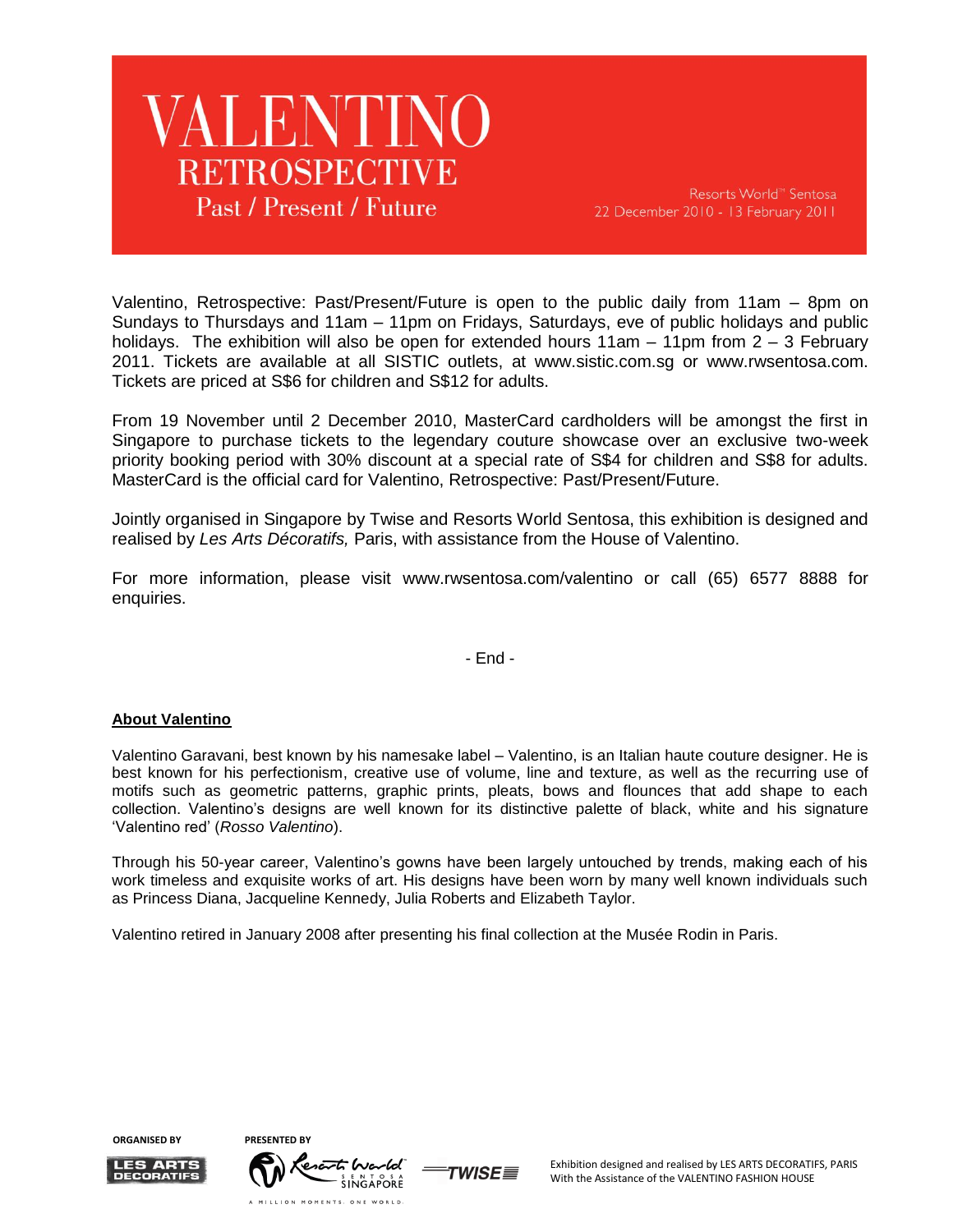# VALENTINO

## RETROSPECTIVE

### Past / Present / Future

Resorts World™ Sentosa
22 December 2010 - 13 February 2011

Valentino, Retrospective: Past/Present/Future is open to the public daily from 11am – 8pm on Sundays to Thursdays and 11am – 11pm on Fridays, Saturdays, eve of public holidays and public holidays. The exhibition will also be open for extended hours 11am – 11pm from 2 – 3 February 2011. Tickets are available at all SISTIC outlets, at www.sistic.com.sg or www.rwsentosa.com. Tickets are priced at S$6 for children and S$12 for adults.

From 19 November until 2 December 2010, MasterCard cardholders will be amongst the first in Singapore to purchase tickets to the legendary couture showcase over an exclusive two-week priority booking period with 30% discount at a special rate of S$4 for children and S$8 for adults. MasterCard is the official card for Valentino, Retrospective: Past/Present/Future.

Jointly organised in Singapore by Twise and Resorts World Sentosa, this exhibition is designed and realised by *Les Arts Décoratifs,* Paris, with assistance from the House of Valentino.

For more information, please visit www.rwsentosa.com/valentino or call (65) 6577 8888 for enquiries.

- End -

**About Valentino**

Valentino Garavani, best known by his namesake label – Valentino, is an Italian haute couture designer. He is best known for his perfectionism, creative use of volume, line and texture, as well as the recurring use of motifs such as geometric patterns, graphic prints, pleats, bows and flounces that add shape to each collection. Valentino's designs are well known for its distinctive palette of black, white and his signature 'Valentino red' (*Rosso Valentino*).

Through his 50-year career, Valentino's gowns have been largely untouched by trends, making each of his work timeless and exquisite works of art. His designs have been worn by many well known individuals such as Princess Diana, Jacqueline Kennedy, Julia Roberts and Elizabeth Taylor.

Valentino retired in January 2008 after presenting his final collection at the Musée Rodin in Paris.

ORGANISED BY LES ARTS DECORATIFS

PRESENTED BY Resorts World Sentosa Singapore, TWISE

Exhibition designed and realised by LES ARTS DECORATIFS, PARIS
With the Assistance of the VALENTINO FASHION HOUSE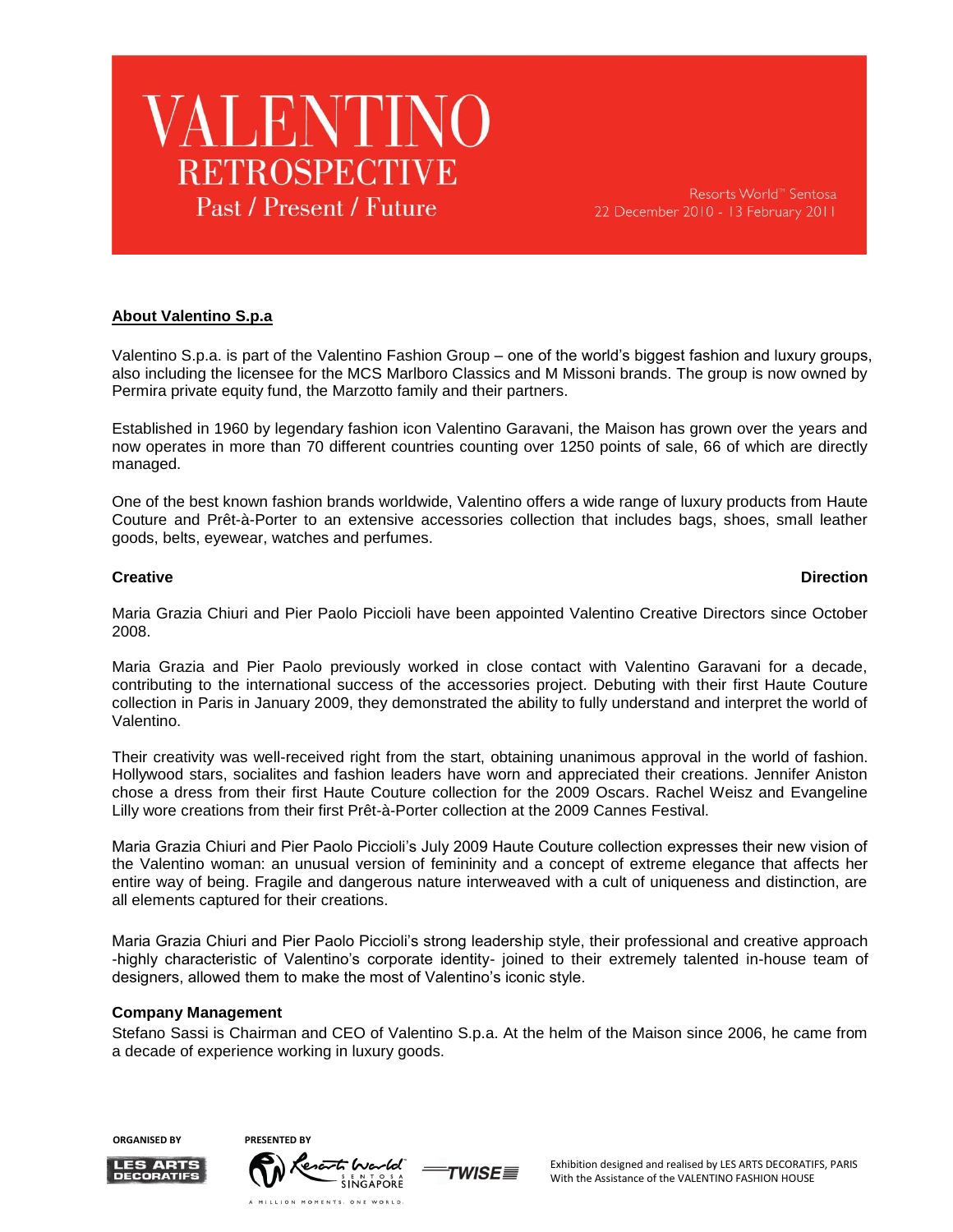# VALENTINO
## RETROSPECTIVE
### Past / Present / Future

Resorts World™ Sentosa
22 December 2010 - 13 February 2011

**About Valentino S.p.a**

Valentino S.p.a. is part of the Valentino Fashion Group – one of the world's biggest fashion and luxury groups, also including the licensee for the MCS Marlboro Classics and M Missoni brands. The group is now owned by Permira private equity fund, the Marzotto family and their partners.

Established in 1960 by legendary fashion icon Valentino Garavani, the Maison has grown over the years and now operates in more than 70 different countries counting over 1250 points of sale, 66 of which are directly managed.

One of the best known fashion brands worldwide, Valentino offers a wide range of luxury products from Haute Couture and Prêt-à-Porter to an extensive accessories collection that includes bags, shoes, small leather goods, belts, eyewear, watches and perfumes.

**Creative Direction**

Maria Grazia Chiuri and Pier Paolo Piccioli have been appointed Valentino Creative Directors since October 2008.

Maria Grazia and Pier Paolo previously worked in close contact with Valentino Garavani for a decade, contributing to the international success of the accessories project. Debuting with their first Haute Couture collection in Paris in January 2009, they demonstrated the ability to fully understand and interpret the world of Valentino.

Their creativity was well-received right from the start, obtaining unanimous approval in the world of fashion. Hollywood stars, socialites and fashion leaders have worn and appreciated their creations. Jennifer Aniston chose a dress from their first Haute Couture collection for the 2009 Oscars. Rachel Weisz and Evangeline Lilly wore creations from their first Prêt-à-Porter collection at the 2009 Cannes Festival.

Maria Grazia Chiuri and Pier Paolo Piccioli's July 2009 Haute Couture collection expresses their new vision of the Valentino woman: an unusual version of femininity and a concept of extreme elegance that affects her entire way of being. Fragile and dangerous nature interweaved with a cult of uniqueness and distinction, are all elements captured for their creations.

Maria Grazia Chiuri and Pier Paolo Piccioli's strong leadership style, their professional and creative approach -highly characteristic of Valentino's corporate identity- joined to their extremely talented in-house team of designers, allowed them to make the most of Valentino's iconic style.

**Company Management**

Stefano Sassi is Chairman and CEO of Valentino S.p.a. At the helm of the Maison since 2006, he came from a decade of experience working in luxury goods.

ORGANISED BY LES ARTS DECORATIFS

PRESENTED BY Resorts World Sentosa Singapore — A MILLION MOMENTS. ONE WORLD. TWISE

Exhibition designed and realised by LES ARTS DECORATIFS, PARIS
With the Assistance of the VALENTINO FASHION HOUSE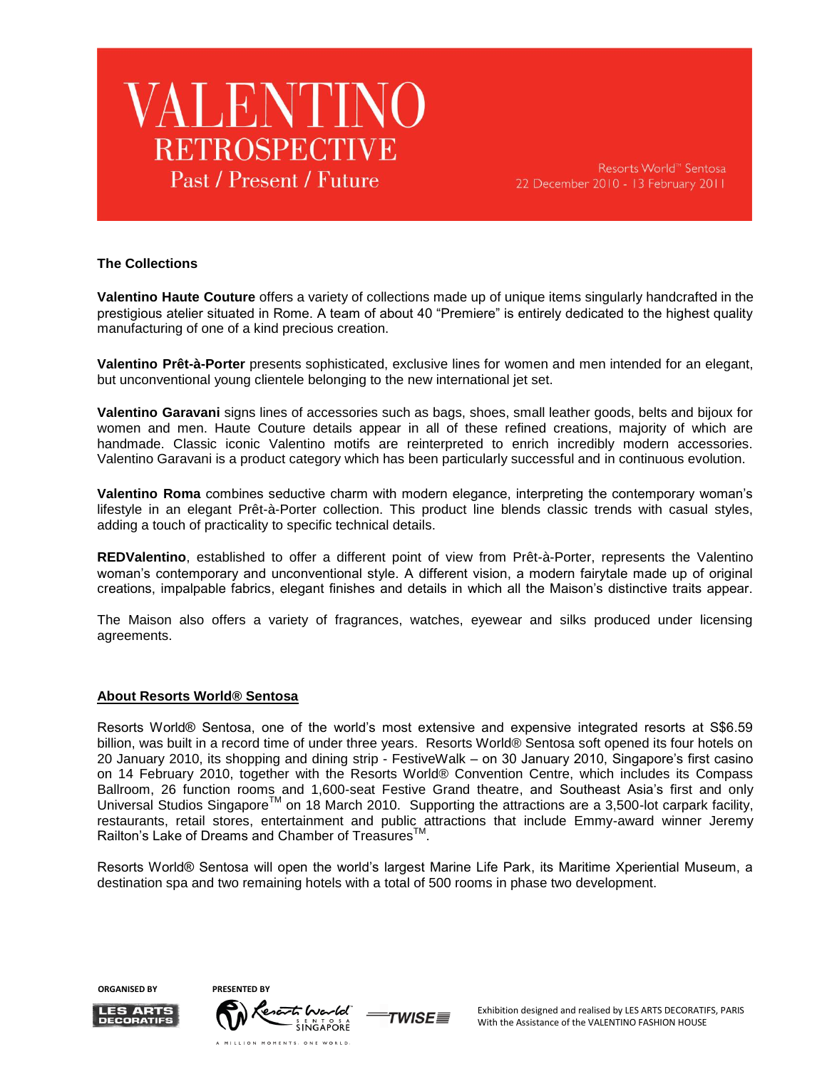# VALENTINO RETROSPECTIVE

Past / Present / Future

Resorts World™ Sentosa
22 December 2010 - 13 February 2011

**The Collections**

**Valentino Haute Couture** offers a variety of collections made up of unique items singularly handcrafted in the prestigious atelier situated in Rome. A team of about 40 "Premiere" is entirely dedicated to the highest quality manufacturing of one of a kind precious creation.

**Valentino Prêt-à-Porter** presents sophisticated, exclusive lines for women and men intended for an elegant, but unconventional young clientele belonging to the new international jet set.

**Valentino Garavani** signs lines of accessories such as bags, shoes, small leather goods, belts and bijoux for women and men. Haute Couture details appear in all of these refined creations, majority of which are handmade. Classic iconic Valentino motifs are reinterpreted to enrich incredibly modern accessories. Valentino Garavani is a product category which has been particularly successful and in continuous evolution.

**Valentino Roma** combines seductive charm with modern elegance, interpreting the contemporary woman's lifestyle in an elegant Prêt-à-Porter collection. This product line blends classic trends with casual styles, adding a touch of practicality to specific technical details.

**REDValentino**, established to offer a different point of view from Prêt-à-Porter, represents the Valentino woman's contemporary and unconventional style. A different vision, a modern fairytale made up of original creations, impalpable fabrics, elegant finishes and details in which all the Maison's distinctive traits appear.

The Maison also offers a variety of fragrances, watches, eyewear and silks produced under licensing agreements.

**About Resorts World® Sentosa**

Resorts World® Sentosa, one of the world's most extensive and expensive integrated resorts at S$6.59 billion, was built in a record time of under three years. Resorts World® Sentosa soft opened its four hotels on 20 January 2010, its shopping and dining strip - FestiveWalk – on 30 January 2010, Singapore's first casino on 14 February 2010, together with the Resorts World® Convention Centre, which includes its Compass Ballroom, 26 function rooms and 1,600-seat Festive Grand theatre, and Southeast Asia's first and only Universal Studios Singapore™ on 18 March 2010. Supporting the attractions are a 3,500-lot carpark facility, restaurants, retail stores, entertainment and public attractions that include Emmy-award winner Jeremy Railton's Lake of Dreams and Chamber of Treasures™.

Resorts World® Sentosa will open the world's largest Marine Life Park, its Maritime Xperiential Museum, a destination spa and two remaining hotels with a total of 500 rooms in phase two development.

ORGANISED BY LES ARTS DECORATIFS

PRESENTED BY Resorts World Sentosa Singapore — A MILLION MOMENTS. ONE WORLD. — TWISE

Exhibition designed and realised by LES ARTS DECORATIFS, PARIS
With the Assistance of the VALENTINO FASHION HOUSE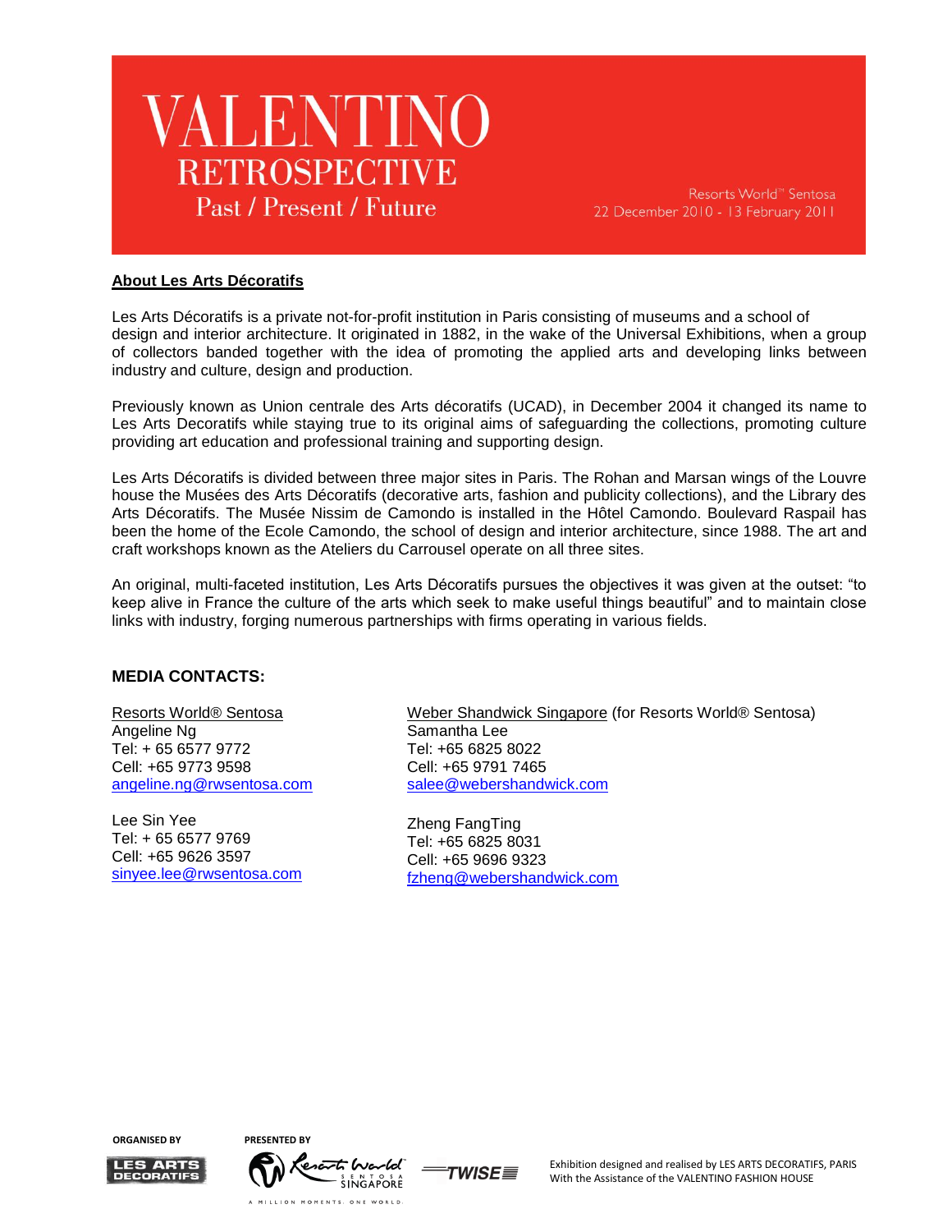# VALENTINO
## RETROSPECTIVE
### Past / Present / Future

Resorts World™ Sentosa
22 December 2010 - 13 February 2011

**About Les Arts Décoratifs**

Les Arts Décoratifs is a private not-for-profit institution in Paris consisting of museums and a school of design and interior architecture. It originated in 1882, in the wake of the Universal Exhibitions, when a group of collectors banded together with the idea of promoting the applied arts and developing links between industry and culture, design and production.

Previously known as Union centrale des Arts décoratifs (UCAD), in December 2004 it changed its name to Les Arts Decoratifs while staying true to its original aims of safeguarding the collections, promoting culture providing art education and professional training and supporting design.

Les Arts Décoratifs is divided between three major sites in Paris. The Rohan and Marsan wings of the Louvre house the Musées des Arts Décoratifs (decorative arts, fashion and publicity collections), and the Library des Arts Décoratifs. The Musée Nissim de Camondo is installed in the Hôtel Camondo. Boulevard Raspail has been the home of the Ecole Camondo, the school of design and interior architecture, since 1988. The art and craft workshops known as the Ateliers du Carrousel operate on all three sites.

An original, multi-faceted institution, Les Arts Décoratifs pursues the objectives it was given at the outset: "to keep alive in France the culture of the arts which seek to make useful things beautiful" and to maintain close links with industry, forging numerous partnerships with firms operating in various fields.

**MEDIA CONTACTS:**

Resorts World® Sentosa
Angeline Ng
Tel: + 65 6577 9772
Cell: +65 9773 9598
angeline.ng@rwsentosa.com

Lee Sin Yee
Tel: + 65 6577 9769
Cell: +65 9626 3597
sinyee.lee@rwsentosa.com

Weber Shandwick Singapore (for Resorts World® Sentosa)
Samantha Lee
Tel: +65 6825 8022
Cell: +65 9791 7465
salee@webershandwick.com

Zheng FangTing
Tel: +65 6825 8031
Cell: +65 9696 9323
fzheng@webershandwick.com

ORGANISED BY LES ARTS DECORATIFS

PRESENTED BY Resorts World Sentosa Singapore — A MILLION MOMENTS. ONE WORLD. — TWISE

Exhibition designed and realised by LES ARTS DECORATIFS, PARIS
With the Assistance of the VALENTINO FASHION HOUSE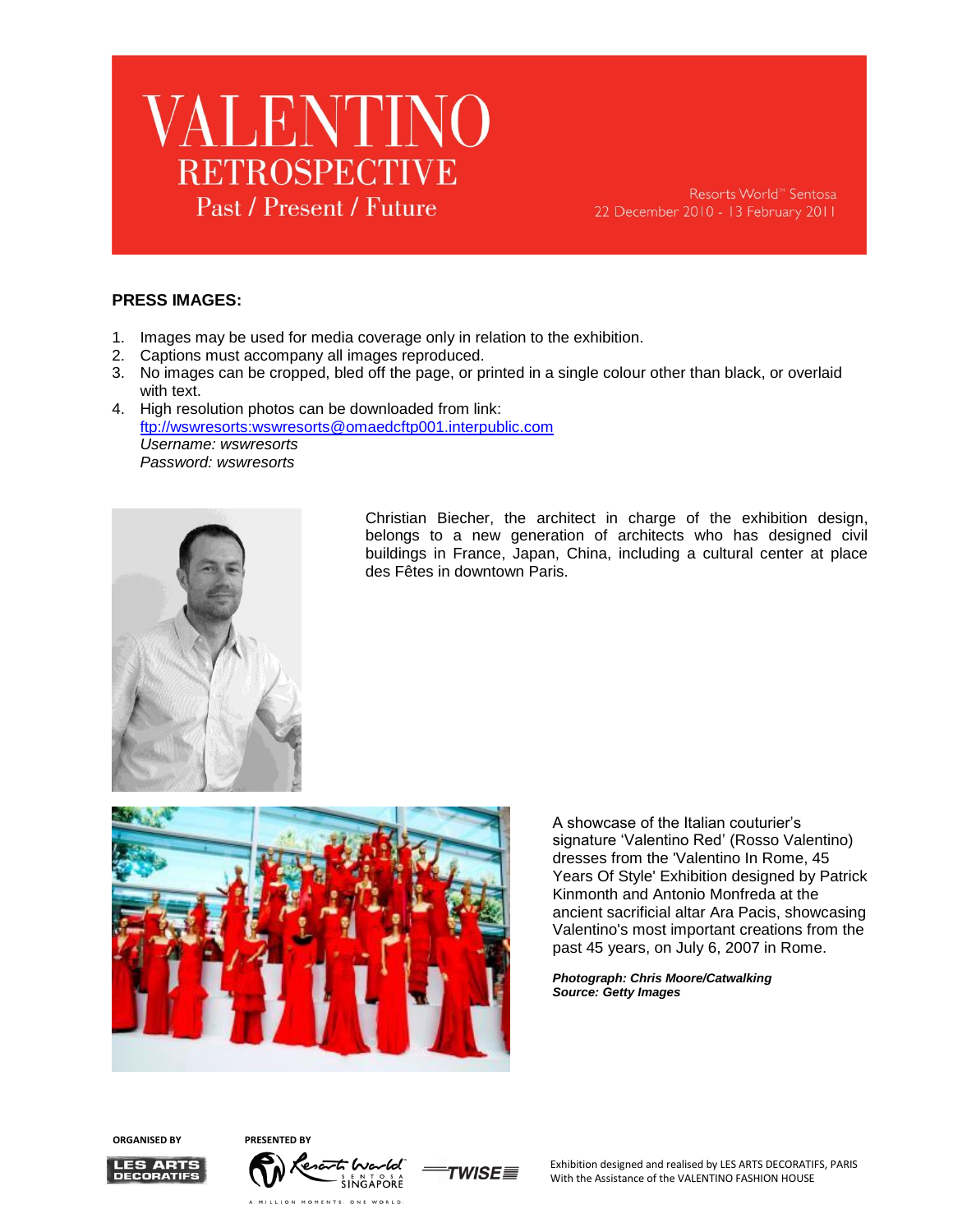# VALENTINO

## RETROSPECTIVE

### Past / Present / Future

Resorts World™ Sentosa
22 December 2010 - 13 February 2011

**PRESS IMAGES:**

1. Images may be used for media coverage only in relation to the exhibition.
2. Captions must accompany all images reproduced.
3. No images can be cropped, bled off the page, or printed in a single colour other than black, or overlaid with text.
4. High resolution photos can be downloaded from link:
   ftp://wswresorts:wswresorts@omaedcftp001.interpublic.com
   *Username: wswresorts*
   *Password: wswresorts*

Christian Biecher, the architect in charge of the exhibition design, belongs to a new generation of architects who has designed civil buildings in France, Japan, China, including a cultural center at place des Fêtes in downtown Paris.

A showcase of the Italian couturier's signature 'Valentino Red' (Rosso Valentino) dresses from the 'Valentino In Rome, 45 Years Of Style' Exhibition designed by Patrick Kinmonth and Antonio Monfreda at the ancient sacrificial altar Ara Pacis, showcasing Valentino's most important creations from the past 45 years, on July 6, 2007 in Rome.

***Photograph: Chris Moore/Catwalking***
***Source: Getty Images***

ORGANISED BY

LES ARTS DECORATIFS

PRESENTED BY

Resorts World Sentosa Singapore — A MILLION MOMENTS. ONE WORLD.

TWISE

Exhibition designed and realised by LES ARTS DECORATIFS, PARIS
With the Assistance of the VALENTINO FASHION HOUSE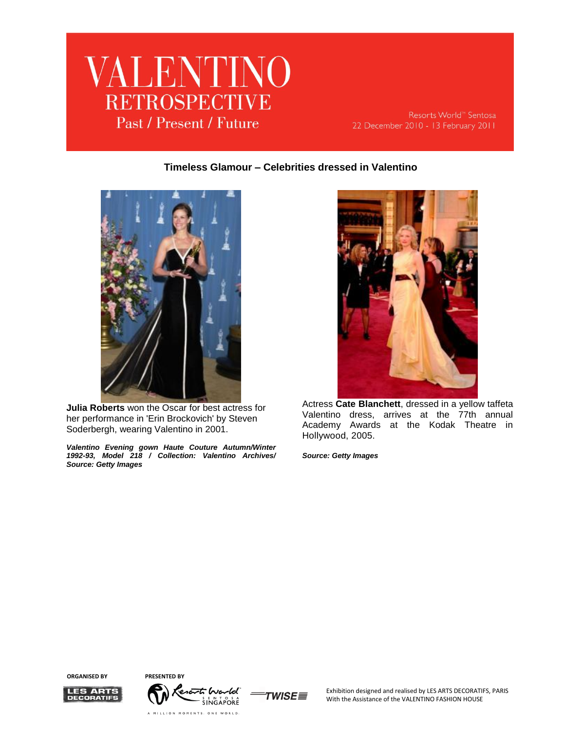# VALENTINO RETROSPECTIVE

## Past / Present / Future

Resorts World™ Sentosa
22 December 2010 - 13 February 2011

### Timeless Glamour – Celebrities dressed in Valentino

**Julia Roberts** won the Oscar for best actress for her performance in 'Erin Brockovich' by Steven Soderbergh, wearing Valentino in 2001.

***Valentino Evening gown Haute Couture Autumn/Winter 1992-93, Model 218 / Collection: Valentino Archives/ Source: Getty Images***

Actress **Cate Blanchett**, dressed in a yellow taffeta Valentino dress, arrives at the 77th annual Academy Awards at the Kodak Theatre in Hollywood, 2005.

***Source: Getty Images***

**ORGANISED BY** LES ARTS DECORATIFS

**PRESENTED BY** Resorts World Sentosa Singapore — A MILLION MOMENTS. ONE WORLD. — TWISE

Exhibition designed and realised by LES ARTS DECORATIFS, PARIS
With the Assistance of the VALENTINO FASHION HOUSE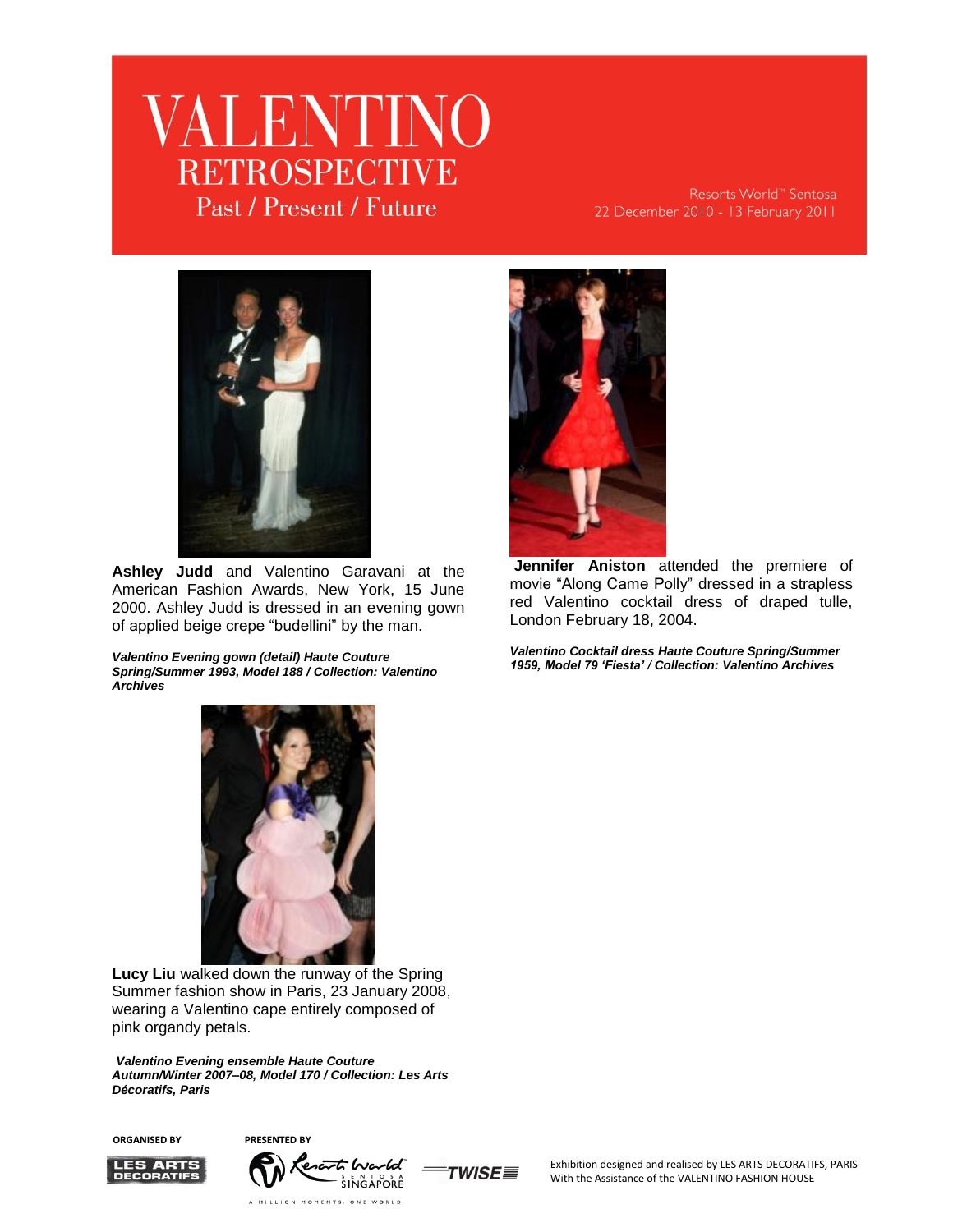# VALENTINO
## RETROSPECTIVE
### Past / Present / Future

Resorts World™ Sentosa
22 December 2010 - 13 February 2011

**Ashley Judd** and Valentino Garavani at the American Fashion Awards, New York, 15 June 2000. Ashley Judd is dressed in an evening gown of applied beige crepe “budellini” by the man.

***Valentino Evening gown (detail) Haute Couture Spring/Summer 1993, Model 188 / Collection: Valentino Archives***

**Jennifer Aniston** attended the premiere of movie “Along Came Polly” dressed in a strapless red Valentino cocktail dress of draped tulle, London February 18, 2004.

***Valentino Cocktail dress Haute Couture Spring/Summer 1959, Model 79 ‘Fiesta’ / Collection: Valentino Archives***

**Lucy Liu** walked down the runway of the Spring Summer fashion show in Paris, 23 January 2008, wearing a Valentino cape entirely composed of pink organdy petals.

***Valentino Evening ensemble Haute Couture Autumn/Winter 2007–08, Model 170 / Collection: Les Arts Décoratifs, Paris***

ORGANISED BY

LES ARTS DECORATIFS

PRESENTED BY

Resorts World Sentosa Singapore — A MILLION MOMENTS. ONE WORLD.

TWISE

Exhibition designed and realised by LES ARTS DECORATIFS, PARIS
With the Assistance of the VALENTINO FASHION HOUSE